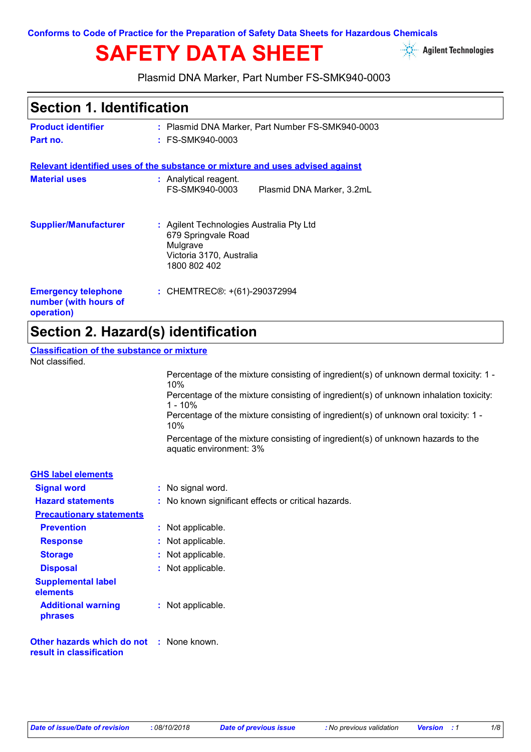Conforms to Code of Practice for the Preparation of Safety Data Sheets for Hazardous Chemicals

# SAFETY DATA SHEET

Agilent Technologies

Plasmid DNA Marker, Part Number FS-SMK940-0003

## Section 1. Identification

**Product identifier** : Plasmid DNA Marker, Part Number FS-SMK940-0003

**Part no.** : FS-SMK940-0003

**Relevant identified uses of the substance or mixture and uses advised against**

**Material uses** : Analytical reagent.
FS-SMK940-0003 Plasmid DNA Marker, 3.2mL

**Supplier/Manufacturer** : Agilent Technologies Australia Pty Ltd
679 Springvale Road
Mulgrave
Victoria 3170, Australia
1800 802 402

**Emergency telephone number (with hours of operation)** : CHEMTREC®: +(61)-290372994

## Section 2. Hazard(s) identification

**Classification of the substance or mixture**

Not classified.

Percentage of the mixture consisting of ingredient(s) of unknown dermal toxicity: 1 - 10%
Percentage of the mixture consisting of ingredient(s) of unknown inhalation toxicity: 1 - 10%
Percentage of the mixture consisting of ingredient(s) of unknown oral toxicity: 1 - 10%
Percentage of the mixture consisting of ingredient(s) of unknown hazards to the aquatic environment: 3%

**GHS label elements**

**Signal word** : No signal word.

**Hazard statements** : No known significant effects or critical hazards.

**Precautionary statements**

**Prevention** : Not applicable.

**Response** : Not applicable.

**Storage** : Not applicable.

**Disposal** : Not applicable.

**Supplemental label elements**

**Additional warning phrases** : Not applicable.

**Other hazards which do not result in classification** : None known.

*Date of issue/Date of revision : 08/10/2018 Date of previous issue : No previous validation Version : 1*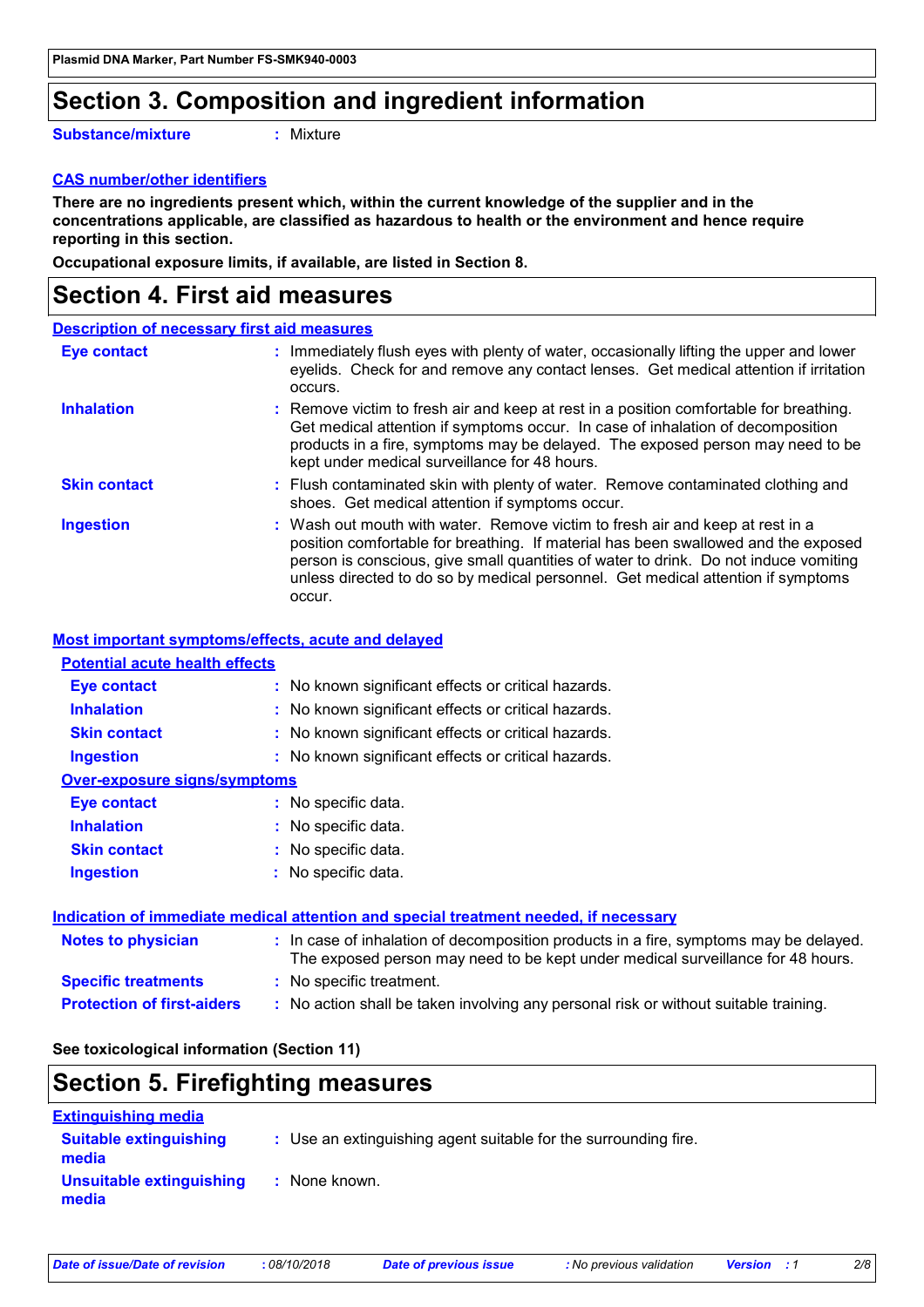# Section 3. Composition and ingredient information

**Substance/mixture** : Mixture

**CAS number/other identifiers**

**There are no ingredients present which, within the current knowledge of the supplier and in the concentrations applicable, are classified as hazardous to health or the environment and hence require reporting in this section.**

**Occupational exposure limits, if available, are listed in Section 8.**

# Section 4. First aid measures

**Description of necessary first aid measures**

**Eye contact** : Immediately flush eyes with plenty of water, occasionally lifting the upper and lower eyelids. Check for and remove any contact lenses. Get medical attention if irritation occurs.

**Inhalation** : Remove victim to fresh air and keep at rest in a position comfortable for breathing. Get medical attention if symptoms occur. In case of inhalation of decomposition products in a fire, symptoms may be delayed. The exposed person may need to be kept under medical surveillance for 48 hours.

**Skin contact** : Flush contaminated skin with plenty of water. Remove contaminated clothing and shoes. Get medical attention if symptoms occur.

**Ingestion** : Wash out mouth with water. Remove victim to fresh air and keep at rest in a position comfortable for breathing. If material has been swallowed and the exposed person is conscious, give small quantities of water to drink. Do not induce vomiting unless directed to do so by medical personnel. Get medical attention if symptoms occur.

**Most important symptoms/effects, acute and delayed**

**Potential acute health effects**

**Eye contact** : No known significant effects or critical hazards.

**Inhalation** : No known significant effects or critical hazards.

**Skin contact** : No known significant effects or critical hazards.

**Ingestion** : No known significant effects or critical hazards.

**Over-exposure signs/symptoms**

**Eye contact** : No specific data.

**Inhalation** : No specific data.

**Skin contact** : No specific data.

**Ingestion** : No specific data.

**Indication of immediate medical attention and special treatment needed, if necessary**

**Notes to physician** : In case of inhalation of decomposition products in a fire, symptoms may be delayed. The exposed person may need to be kept under medical surveillance for 48 hours.

**Specific treatments** : No specific treatment.

**Protection of first-aiders** : No action shall be taken involving any personal risk or without suitable training.

**See toxicological information (Section 11)**

# Section 5. Firefighting measures

**Extinguishing media**

**Suitable extinguishing media** : Use an extinguishing agent suitable for the surrounding fire.

**Unsuitable extinguishing media** : None known.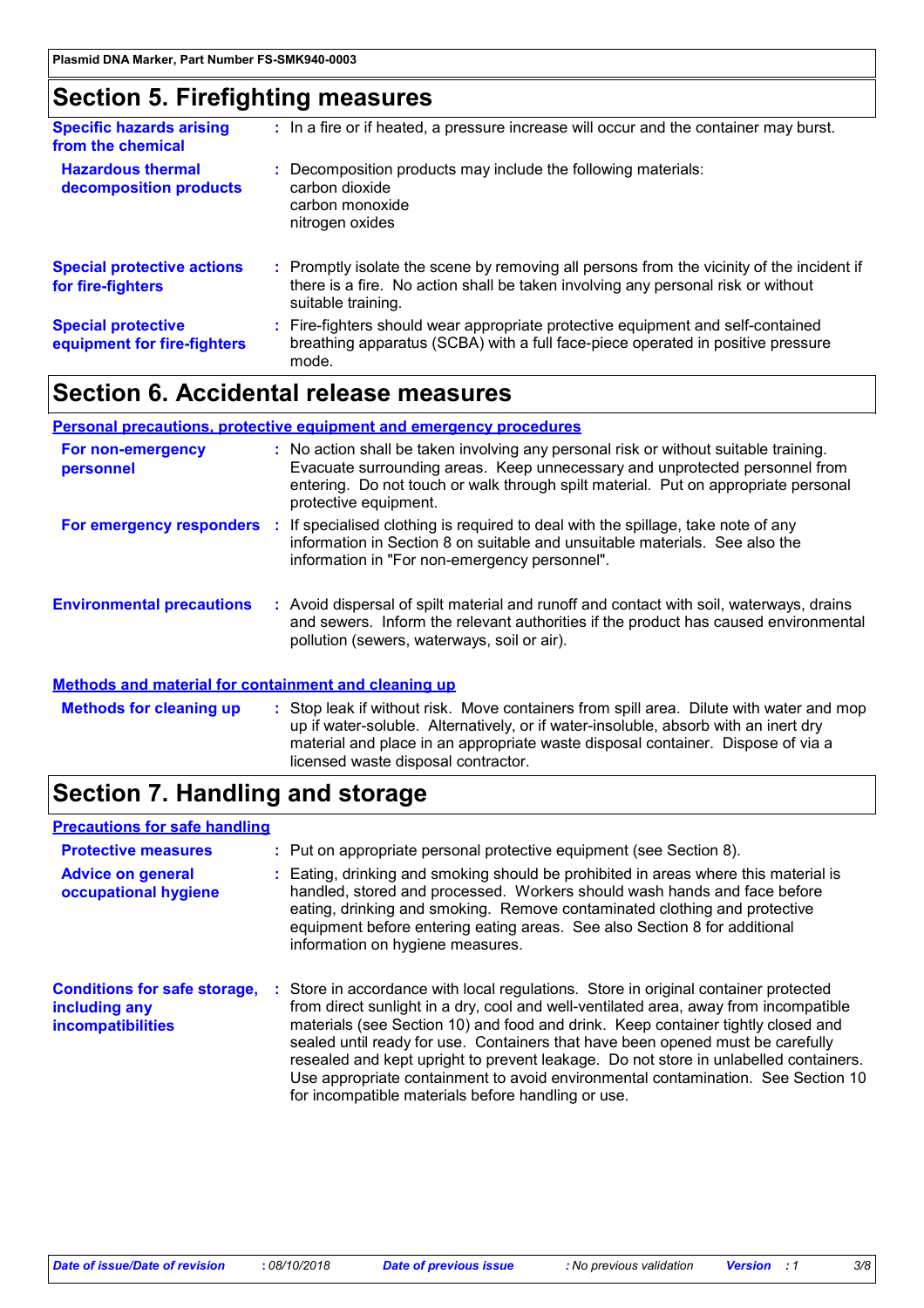## Section 5. Firefighting measures

**Specific hazards arising from the chemical** : In a fire or if heated, a pressure increase will occur and the container may burst.

**Hazardous thermal decomposition products** : Decomposition products may include the following materials:
carbon dioxide
carbon monoxide
nitrogen oxides

**Special protective actions for fire-fighters** : Promptly isolate the scene by removing all persons from the vicinity of the incident if there is a fire. No action shall be taken involving any personal risk or without suitable training.

**Special protective equipment for fire-fighters** : Fire-fighters should wear appropriate protective equipment and self-contained breathing apparatus (SCBA) with a full face-piece operated in positive pressure mode.

## Section 6. Accidental release measures

### Personal precautions, protective equipment and emergency procedures

**For non-emergency personnel** : No action shall be taken involving any personal risk or without suitable training. Evacuate surrounding areas. Keep unnecessary and unprotected personnel from entering. Do not touch or walk through spilt material. Put on appropriate personal protective equipment.

**For emergency responders** : If specialised clothing is required to deal with the spillage, take note of any information in Section 8 on suitable and unsuitable materials. See also the information in "For non-emergency personnel".

**Environmental precautions** : Avoid dispersal of spilt material and runoff and contact with soil, waterways, drains and sewers. Inform the relevant authorities if the product has caused environmental pollution (sewers, waterways, soil or air).

### Methods and material for containment and cleaning up

**Methods for cleaning up** : Stop leak if without risk. Move containers from spill area. Dilute with water and mop up if water-soluble. Alternatively, or if water-insoluble, absorb with an inert dry material and place in an appropriate waste disposal container. Dispose of via a licensed waste disposal contractor.

## Section 7. Handling and storage

### Precautions for safe handling

**Protective measures** : Put on appropriate personal protective equipment (see Section 8).

**Advice on general occupational hygiene** : Eating, drinking and smoking should be prohibited in areas where this material is handled, stored and processed. Workers should wash hands and face before eating, drinking and smoking. Remove contaminated clothing and protective equipment before entering eating areas. See also Section 8 for additional information on hygiene measures.

**Conditions for safe storage, including any incompatibilities** : Store in accordance with local regulations. Store in original container protected from direct sunlight in a dry, cool and well-ventilated area, away from incompatible materials (see Section 10) and food and drink. Keep container tightly closed and sealed until ready for use. Containers that have been opened must be carefully resealed and kept upright to prevent leakage. Do not store in unlabelled containers. Use appropriate containment to avoid environmental contamination. See Section 10 for incompatible materials before handling or use.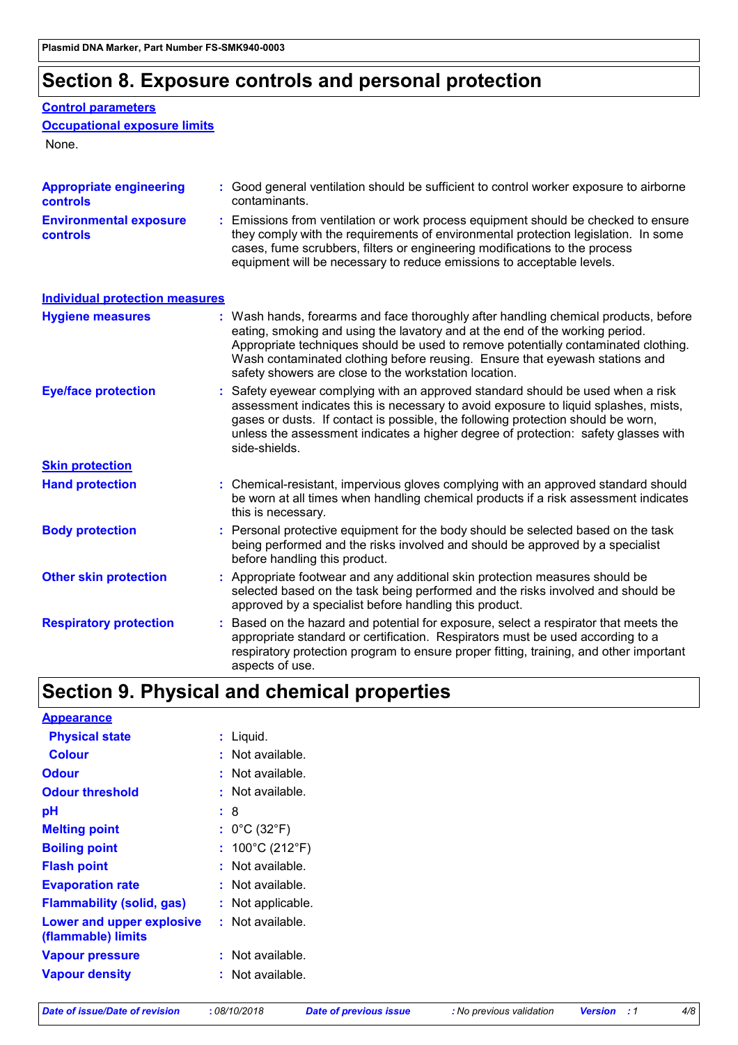# Section 8. Exposure controls and personal protection

## Control parameters

### Occupational exposure limits

None.

| | |
|---|---|
| **Appropriate engineering controls** | : Good general ventilation should be sufficient to control worker exposure to airborne contaminants. |
| **Environmental exposure controls** | : Emissions from ventilation or work process equipment should be checked to ensure they comply with the requirements of environmental protection legislation. In some cases, fume scrubbers, filters or engineering modifications to the process equipment will be necessary to reduce emissions to acceptable levels. |

## Individual protection measures

| | |
|---|---|
| **Hygiene measures** | : Wash hands, forearms and face thoroughly after handling chemical products, before eating, smoking and using the lavatory and at the end of the working period. Appropriate techniques should be used to remove potentially contaminated clothing. Wash contaminated clothing before reusing. Ensure that eyewash stations and safety showers are close to the workstation location. |
| **Eye/face protection** | : Safety eyewear complying with an approved standard should be used when a risk assessment indicates this is necessary to avoid exposure to liquid splashes, mists, gases or dusts. If contact is possible, the following protection should be worn, unless the assessment indicates a higher degree of protection: safety glasses with side-shields. |

### Skin protection

| | |
|---|---|
| **Hand protection** | : Chemical-resistant, impervious gloves complying with an approved standard should be worn at all times when handling chemical products if a risk assessment indicates this is necessary. |
| **Body protection** | : Personal protective equipment for the body should be selected based on the task being performed and the risks involved and should be approved by a specialist before handling this product. |
| **Other skin protection** | : Appropriate footwear and any additional skin protection measures should be selected based on the task being performed and the risks involved and should be approved by a specialist before handling this product. |
| **Respiratory protection** | : Based on the hazard and potential for exposure, select a respirator that meets the appropriate standard or certification. Respirators must be used according to a respiratory protection program to ensure proper fitting, training, and other important aspects of use. |

# Section 9. Physical and chemical properties

## Appearance

| | |
|---|---|
| **Physical state** | : Liquid. |
| **Colour** | : Not available. |
| **Odour** | : Not available. |
| **Odour threshold** | : Not available. |
| **pH** | : 8 |
| **Melting point** | : 0°C (32°F) |
| **Boiling point** | : 100°C (212°F) |
| **Flash point** | : Not available. |
| **Evaporation rate** | : Not available. |
| **Flammability (solid, gas)** | : Not applicable. |
| **Lower and upper explosive (flammable) limits** | : Not available. |
| **Vapour pressure** | : Not available. |
| **Vapour density** | : Not available. |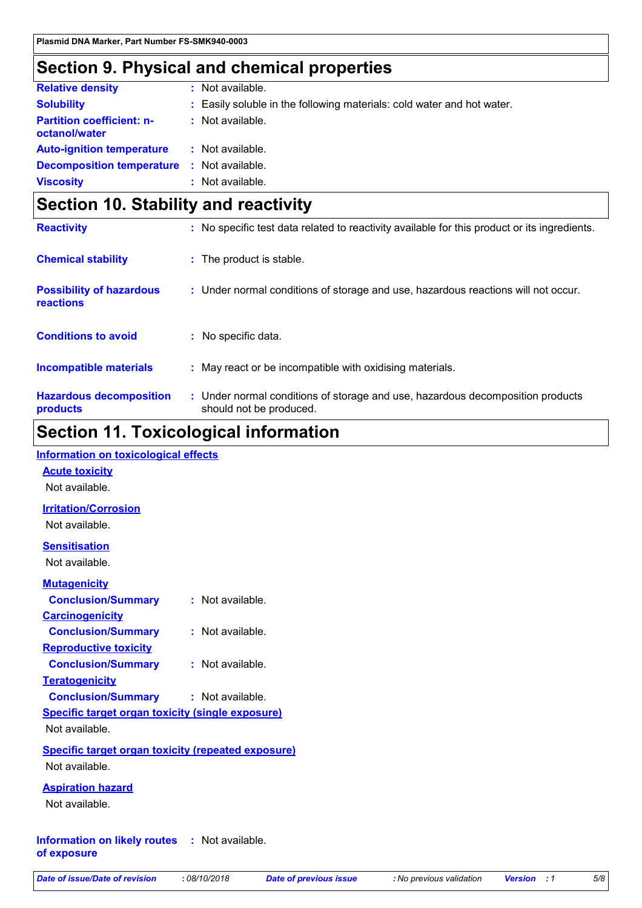## Section 9. Physical and chemical properties

| | |
|---|---|
| **Relative density** | : Not available. |
| **Solubility** | : Easily soluble in the following materials: cold water and hot water. |
| **Partition coefficient: n-octanol/water** | : Not available. |
| **Auto-ignition temperature** | : Not available. |
| **Decomposition temperature** | : Not available. |
| **Viscosity** | : Not available. |

## Section 10. Stability and reactivity

| | |
|---|---|
| **Reactivity** | : No specific test data related to reactivity available for this product or its ingredients. |
| **Chemical stability** | : The product is stable. |
| **Possibility of hazardous reactions** | : Under normal conditions of storage and use, hazardous reactions will not occur. |
| **Conditions to avoid** | : No specific data. |
| **Incompatible materials** | : May react or be incompatible with oxidising materials. |
| **Hazardous decomposition products** | : Under normal conditions of storage and use, hazardous decomposition products should not be produced. |

## Section 11. Toxicological information

### Information on toxicological effects

**Acute toxicity**

Not available.

**Irritation/Corrosion**

Not available.

**Sensitisation**

Not available.

**Mutagenicity**

**Conclusion/Summary** : Not available.

**Carcinogenicity**

**Conclusion/Summary** : Not available.

**Reproductive toxicity**

**Conclusion/Summary** : Not available.

**Teratogenicity**

**Conclusion/Summary** : Not available.

**Specific target organ toxicity (single exposure)**

Not available.

**Specific target organ toxicity (repeated exposure)**

Not available.

**Aspiration hazard**

Not available.

**Information on likely routes of exposure** : Not available.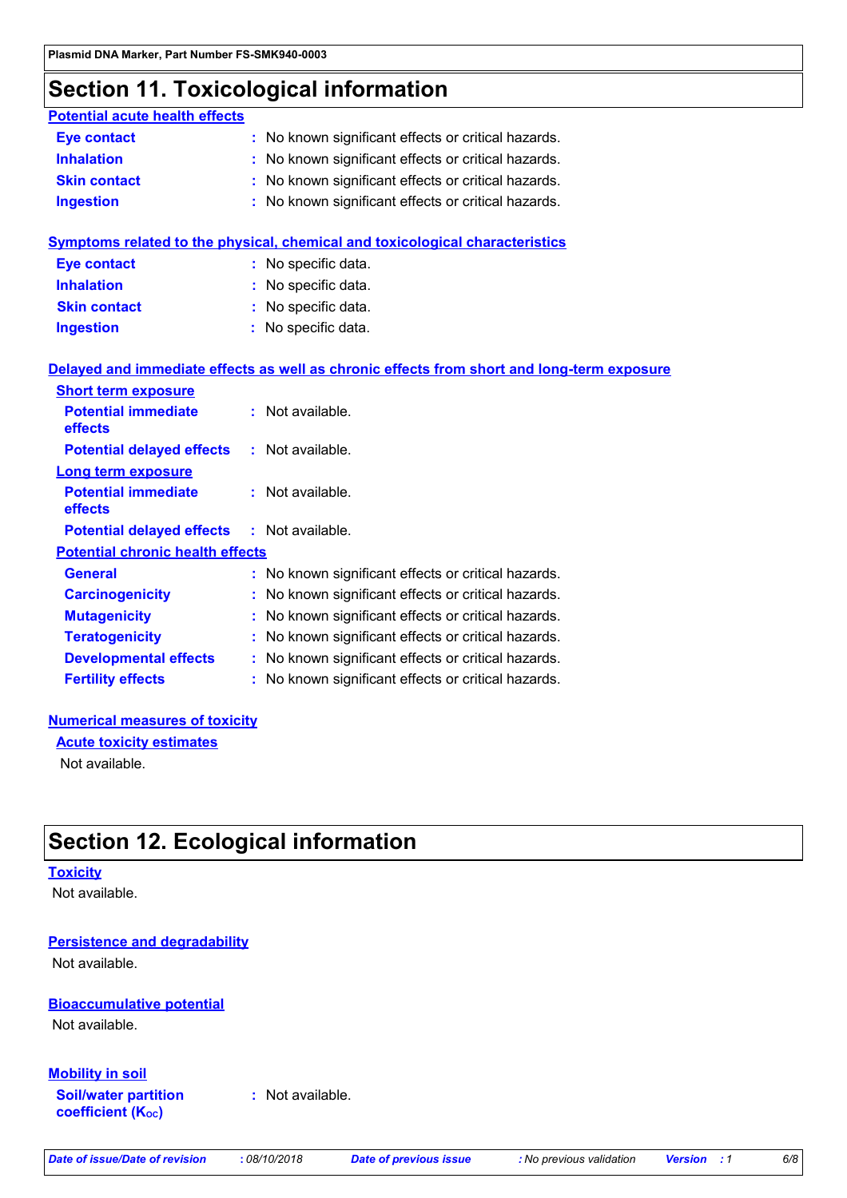## Section 11. Toxicological information

### Potential acute health effects

| | |
|---|---|
| **Eye contact** | : No known significant effects or critical hazards. |
| **Inhalation** | : No known significant effects or critical hazards. |
| **Skin contact** | : No known significant effects or critical hazards. |
| **Ingestion** | : No known significant effects or critical hazards. |

### Symptoms related to the physical, chemical and toxicological characteristics

| | |
|---|---|
| **Eye contact** | : No specific data. |
| **Inhalation** | : No specific data. |
| **Skin contact** | : No specific data. |
| **Ingestion** | : No specific data. |

### Delayed and immediate effects as well as chronic effects from short and long-term exposure

#### Short term exposure

| | |
|---|---|
| **Potential immediate effects** | : Not available. |
| **Potential delayed effects** | : Not available. |

#### Long term exposure

| | |
|---|---|
| **Potential immediate effects** | : Not available. |
| **Potential delayed effects** | : Not available. |

#### Potential chronic health effects

| | |
|---|---|
| **General** | : No known significant effects or critical hazards. |
| **Carcinogenicity** | : No known significant effects or critical hazards. |
| **Mutagenicity** | : No known significant effects or critical hazards. |
| **Teratogenicity** | : No known significant effects or critical hazards. |
| **Developmental effects** | : No known significant effects or critical hazards. |
| **Fertility effects** | : No known significant effects or critical hazards. |

### Numerical measures of toxicity

#### Acute toxicity estimates

Not available.

## Section 12. Ecological information

### Toxicity

Not available.

### Persistence and degradability

Not available.

### Bioaccumulative potential

Not available.

### Mobility in soil

| | |
|---|---|
| **Soil/water partition coefficient ($K_{OC}$)** | : Not available. |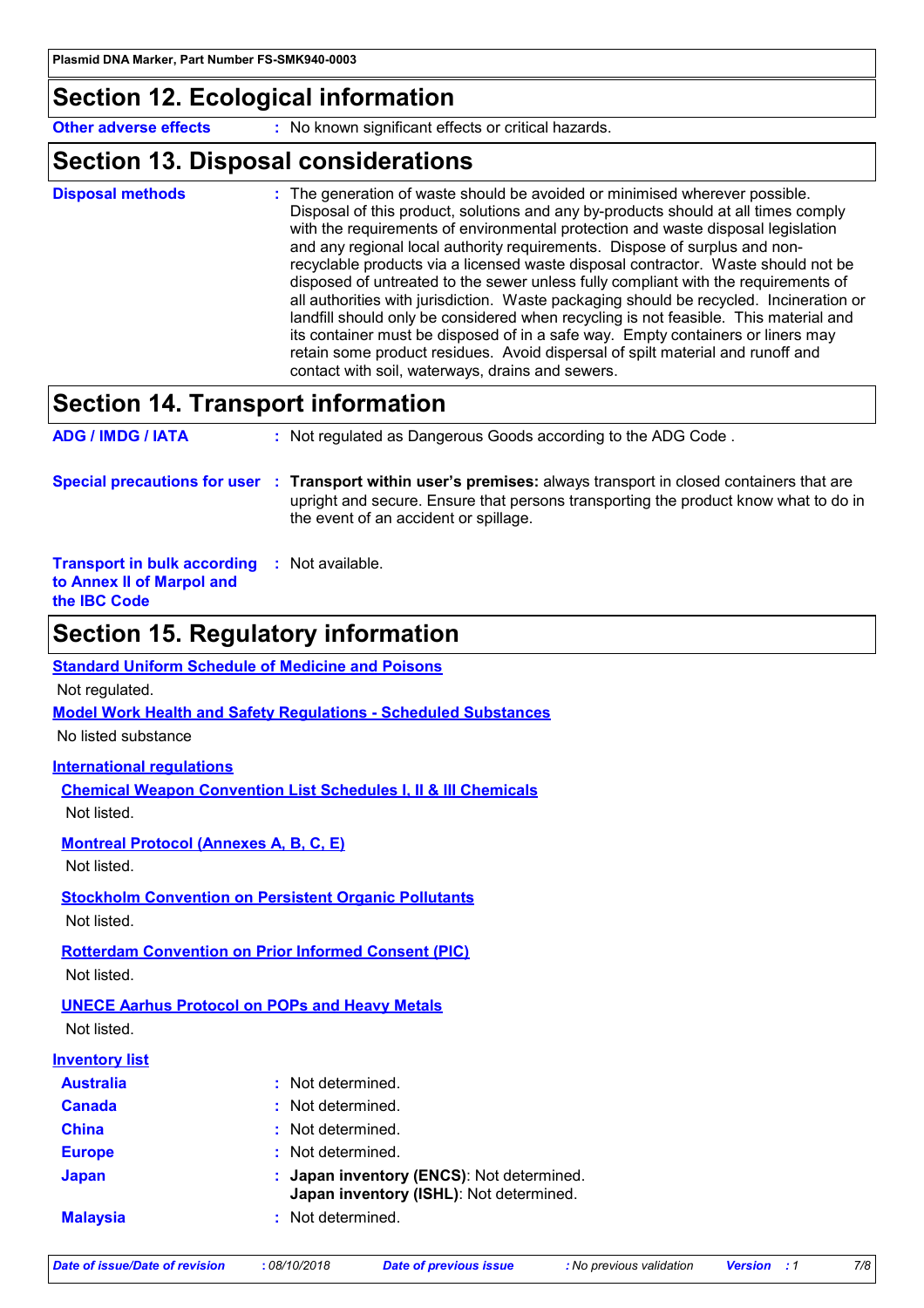## Section 12. Ecological information

| | |
|---|---|
| **Other adverse effects** | : No known significant effects or critical hazards. |

## Section 13. Disposal considerations

| | |
|---|---|
| **Disposal methods** | : The generation of waste should be avoided or minimised wherever possible. Disposal of this product, solutions and any by-products should at all times comply with the requirements of environmental protection and waste disposal legislation and any regional local authority requirements. Dispose of surplus and non-recyclable products via a licensed waste disposal contractor. Waste should not be disposed of untreated to the sewer unless fully compliant with the requirements of all authorities with jurisdiction. Waste packaging should be recycled. Incineration or landfill should only be considered when recycling is not feasible. This material and its container must be disposed of in a safe way. Empty containers or liners may retain some product residues. Avoid dispersal of spilt material and runoff and contact with soil, waterways, drains and sewers. |

## Section 14. Transport information

| | |
|---|---|
| **ADG / IMDG / IATA** | : Not regulated as Dangerous Goods according to the ADG Code . |
| **Special precautions for user** | : **Transport within user's premises:** always transport in closed containers that are upright and secure. Ensure that persons transporting the product know what to do in the event of an accident or spillage. |
| **Transport in bulk according to Annex II of Marpol and the IBC Code** | : Not available. |

## Section 15. Regulatory information

**Standard Uniform Schedule of Medicine and Poisons**

Not regulated.

**Model Work Health and Safety Regulations - Scheduled Substances**

No listed substance

**International regulations**

**Chemical Weapon Convention List Schedules I, II & III Chemicals**

Not listed.

**Montreal Protocol (Annexes A, B, C, E)**

Not listed.

**Stockholm Convention on Persistent Organic Pollutants**

Not listed.

**Rotterdam Convention on Prior Informed Consent (PIC)**

Not listed.

**UNECE Aarhus Protocol on POPs and Heavy Metals**

Not listed.

**Inventory list**

| | |
|---|---|
| **Australia** | : Not determined. |
| **Canada** | : Not determined. |
| **China** | : Not determined. |
| **Europe** | : Not determined. |
| **Japan** | : **Japan inventory (ENCS)**: Not determined.<br>**Japan inventory (ISHL)**: Not determined. |
| **Malaysia** | : Not determined. |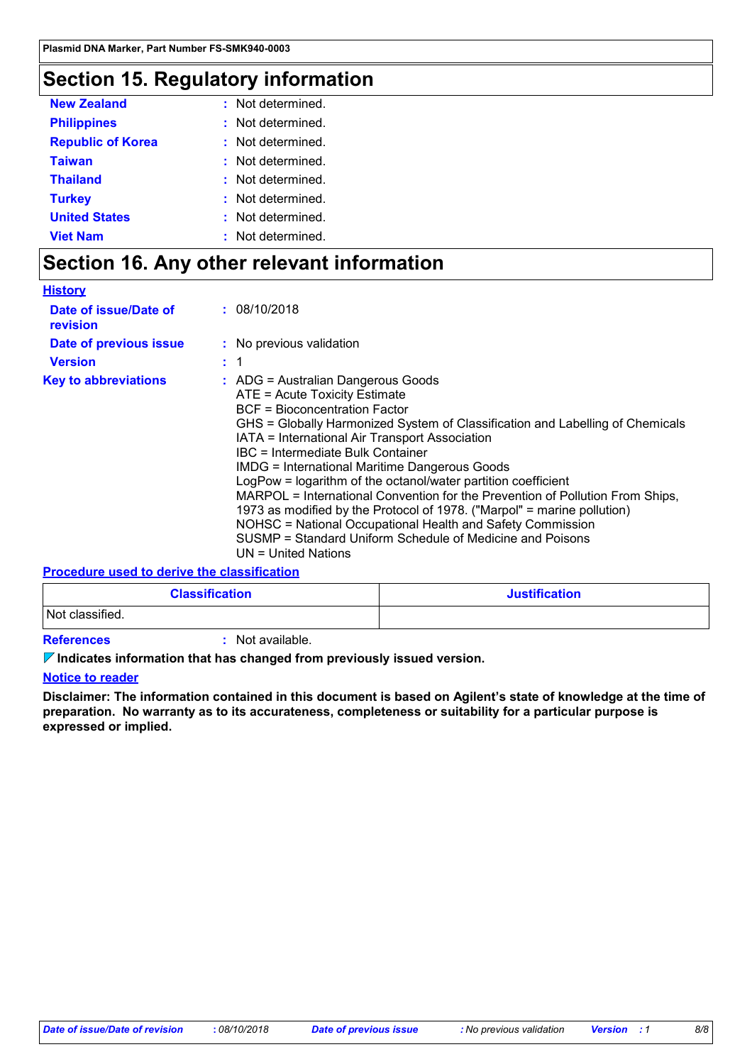# Section 15. Regulatory information

**New Zealand** : Not determined.

**Philippines** : Not determined.

**Republic of Korea** : Not determined.

**Taiwan** : Not determined.

**Thailand** : Not determined.

**Turkey** : Not determined.

**United States** : Not determined.

**Viet Nam** : Not determined.

# Section 16. Any other relevant information

## History

**Date of issue/Date of revision** : 08/10/2018

**Date of previous issue** : No previous validation

**Version** : 1

**Key to abbreviations** :
ADG = Australian Dangerous Goods
ATE = Acute Toxicity Estimate
BCF = Bioconcentration Factor
GHS = Globally Harmonized System of Classification and Labelling of Chemicals
IATA = International Air Transport Association
IBC = Intermediate Bulk Container
IMDG = International Maritime Dangerous Goods
LogPow = logarithm of the octanol/water partition coefficient
MARPOL = International Convention for the Prevention of Pollution From Ships, 1973 as modified by the Protocol of 1978. ("Marpol" = marine pollution)
NOHSC = National Occupational Health and Safety Commission
SUSMP = Standard Uniform Schedule of Medicine and Poisons
UN = United Nations

## Procedure used to derive the classification

| Classification | Justification |
|---|---|
| Not classified. | |

**References** : Not available.

**Indicates information that has changed from previously issued version.**

## Notice to reader

**Disclaimer: The information contained in this document is based on Agilent's state of knowledge at the time of preparation. No warranty as to its accurateness, completeness or suitability for a particular purpose is expressed or implied.**